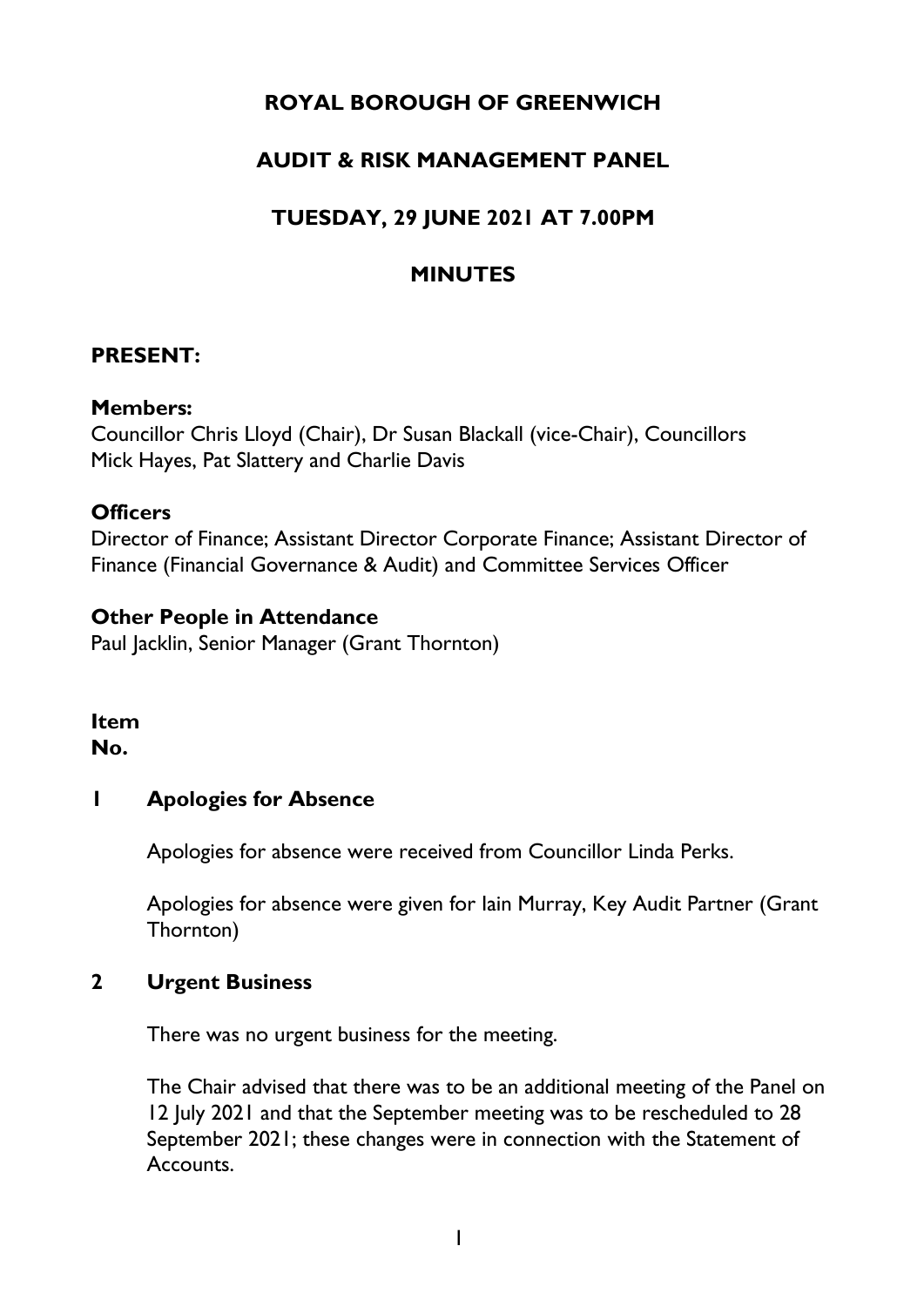# ROYAL BOROUGH OF GREENWICH

## AUDIT & RISK MANAGEMENT PANEL

## TUESDAY, 29 JUNE 2021 AT 7.00PM

## MINUTES

### PRESENT:

**Members:**
Councillor Chris Lloyd (Chair), Dr Susan Blackall (vice-Chair), Councillors Mick Hayes, Pat Slattery and Charlie Davis

**Officers**
Director of Finance; Assistant Director Corporate Finance; Assistant Director of Finance (Financial Governance & Audit) and Committee Services Officer

**Other People in Attendance**
Paul Jacklin, Senior Manager (Grant Thornton)

**Item No.**

**1 Apologies for Absence**

Apologies for absence were received from Councillor Linda Perks.

Apologies for absence were given for Iain Murray, Key Audit Partner (Grant Thornton)

**2 Urgent Business**

There was no urgent business for the meeting.

The Chair advised that there was to be an additional meeting of the Panel on 12 July 2021 and that the September meeting was to be rescheduled to 28 September 2021; these changes were in connection with the Statement of Accounts.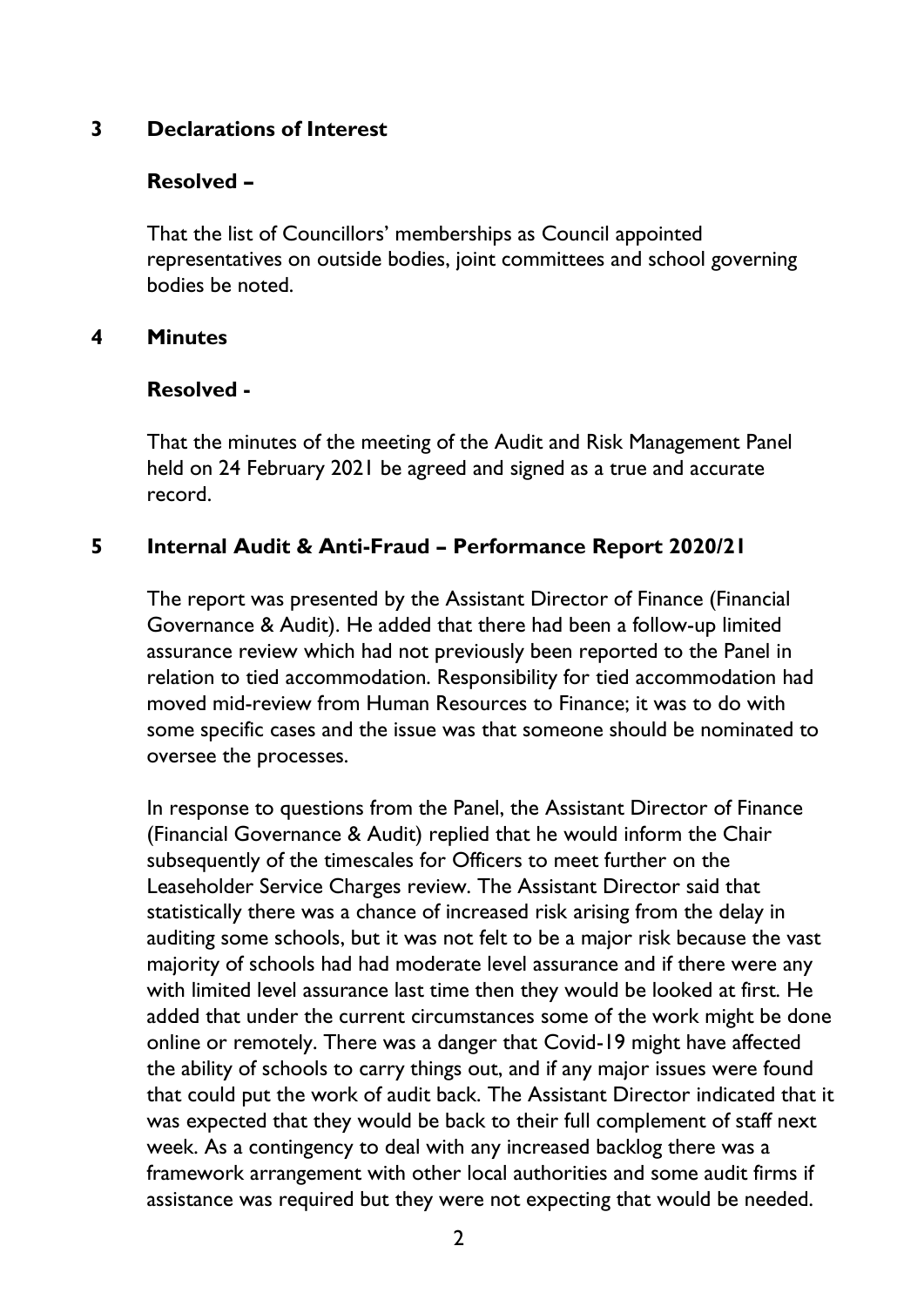## 3 Declarations of Interest

**Resolved –**

That the list of Councillors' memberships as Council appointed representatives on outside bodies, joint committees and school governing bodies be noted.

## 4 Minutes

**Resolved -**

That the minutes of the meeting of the Audit and Risk Management Panel held on 24 February 2021 be agreed and signed as a true and accurate record.

## 5 Internal Audit & Anti-Fraud – Performance Report 2020/21

The report was presented by the Assistant Director of Finance (Financial Governance & Audit). He added that there had been a follow-up limited assurance review which had not previously been reported to the Panel in relation to tied accommodation. Responsibility for tied accommodation had moved mid-review from Human Resources to Finance; it was to do with some specific cases and the issue was that someone should be nominated to oversee the processes.

In response to questions from the Panel, the Assistant Director of Finance (Financial Governance & Audit) replied that he would inform the Chair subsequently of the timescales for Officers to meet further on the Leaseholder Service Charges review. The Assistant Director said that statistically there was a chance of increased risk arising from the delay in auditing some schools, but it was not felt to be a major risk because the vast majority of schools had had moderate level assurance and if there were any with limited level assurance last time then they would be looked at first. He added that under the current circumstances some of the work might be done online or remotely. There was a danger that Covid-19 might have affected the ability of schools to carry things out, and if any major issues were found that could put the work of audit back. The Assistant Director indicated that it was expected that they would be back to their full complement of staff next week. As a contingency to deal with any increased backlog there was a framework arrangement with other local authorities and some audit firms if assistance was required but they were not expecting that would be needed.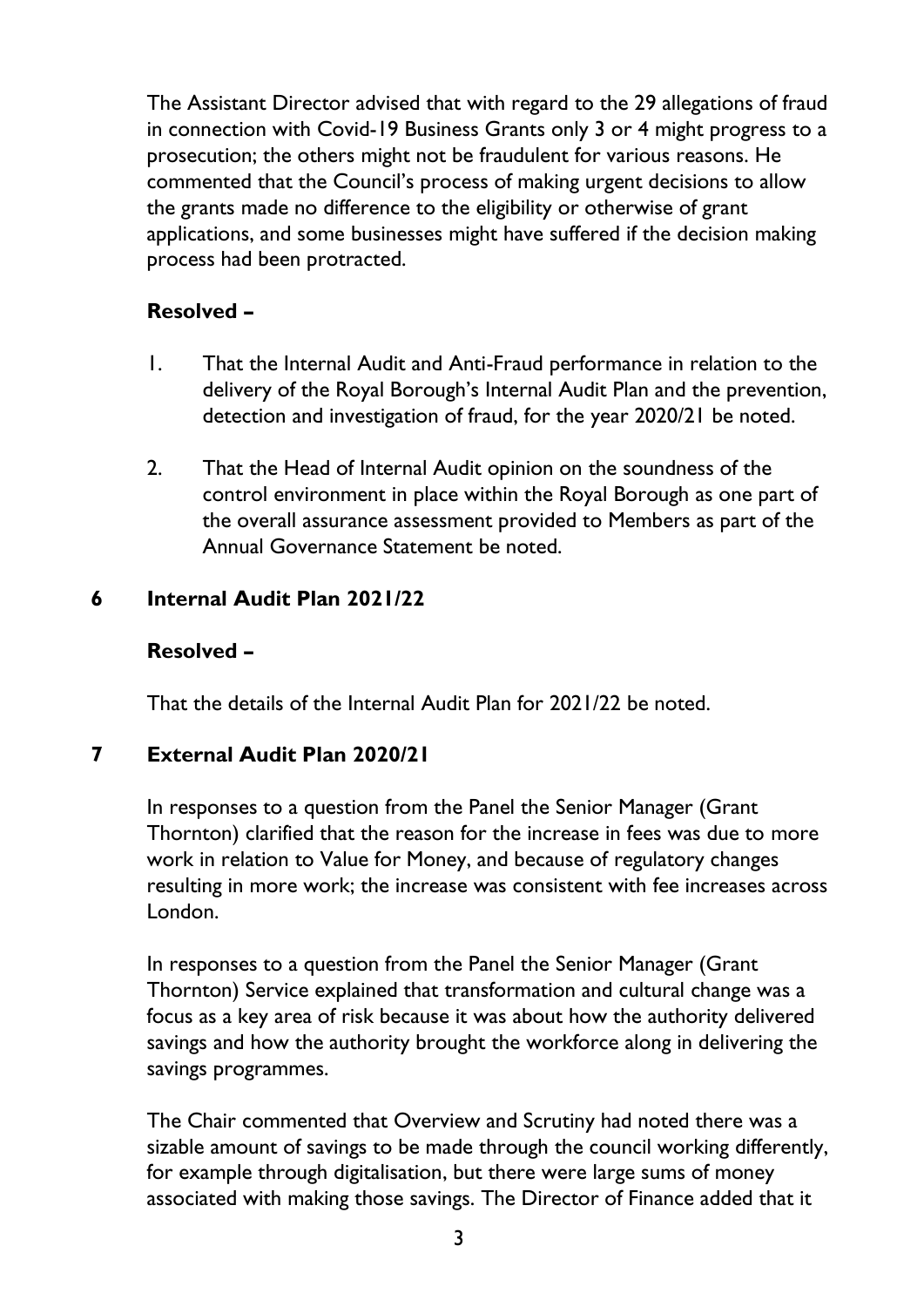The Assistant Director advised that with regard to the 29 allegations of fraud in connection with Covid-19 Business Grants only 3 or 4 might progress to a prosecution; the others might not be fraudulent for various reasons. He commented that the Council's process of making urgent decisions to allow the grants made no difference to the eligibility or otherwise of grant applications, and some businesses might have suffered if the decision making process had been protracted.

**Resolved –**

1. That the Internal Audit and Anti-Fraud performance in relation to the delivery of the Royal Borough's Internal Audit Plan and the prevention, detection and investigation of fraud, for the year 2020/21 be noted.

2. That the Head of Internal Audit opinion on the soundness of the control environment in place within the Royal Borough as one part of the overall assurance assessment provided to Members as part of the Annual Governance Statement be noted.

## 6 Internal Audit Plan 2021/22

**Resolved –**

That the details of the Internal Audit Plan for 2021/22 be noted.

## 7 External Audit Plan 2020/21

In responses to a question from the Panel the Senior Manager (Grant Thornton) clarified that the reason for the increase in fees was due to more work in relation to Value for Money, and because of regulatory changes resulting in more work; the increase was consistent with fee increases across London.

In responses to a question from the Panel the Senior Manager (Grant Thornton) Service explained that transformation and cultural change was a focus as a key area of risk because it was about how the authority delivered savings and how the authority brought the workforce along in delivering the savings programmes.

The Chair commented that Overview and Scrutiny had noted there was a sizable amount of savings to be made through the council working differently, for example through digitalisation, but there were large sums of money associated with making those savings. The Director of Finance added that it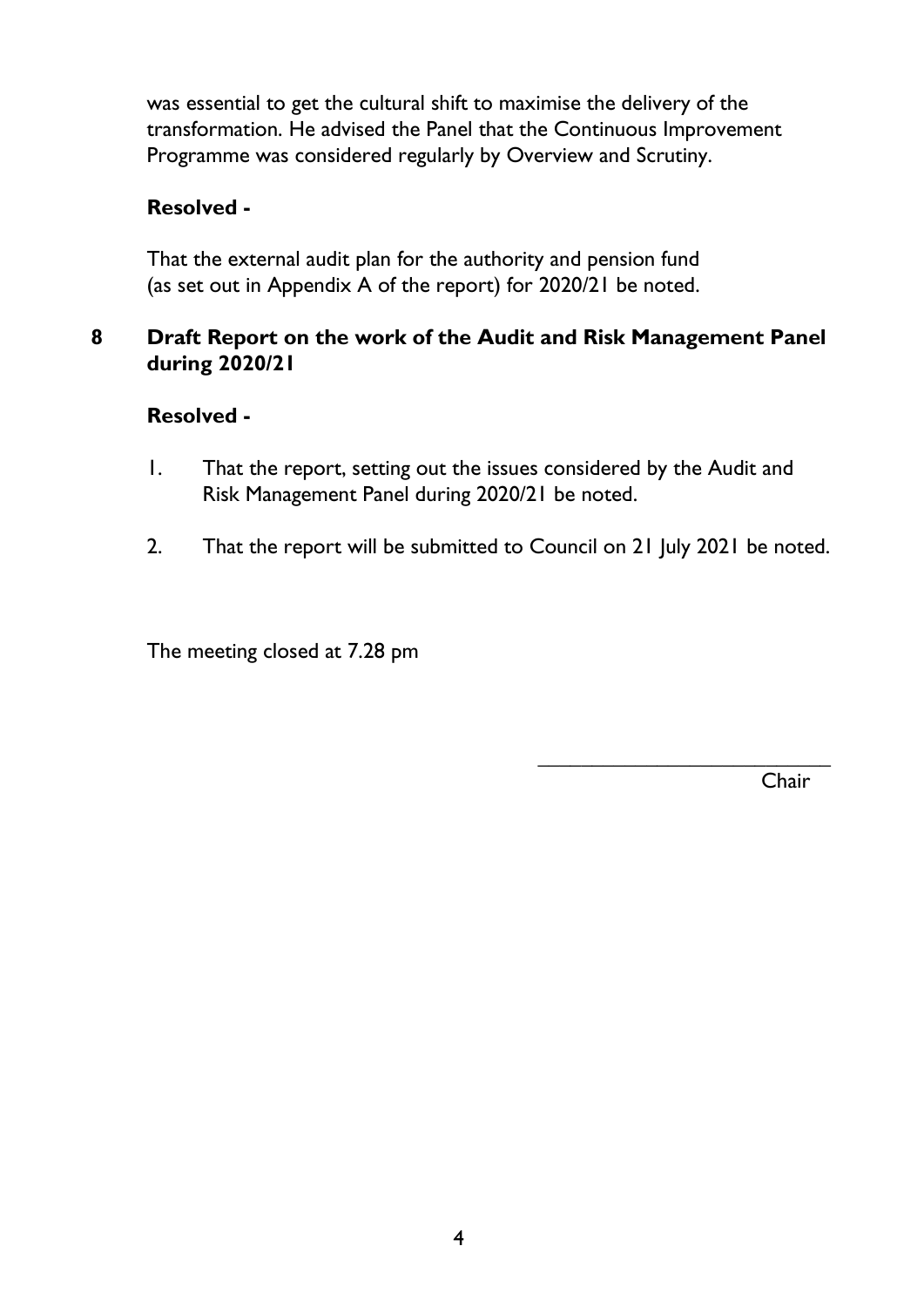was essential to get the cultural shift to maximise the delivery of the transformation. He advised the Panel that the Continuous Improvement Programme was considered regularly by Overview and Scrutiny.

**Resolved -**

That the external audit plan for the authority and pension fund (as set out in Appendix A of the report) for 2020/21 be noted.

## 8 Draft Report on the work of the Audit and Risk Management Panel during 2020/21

**Resolved -**

1. That the report, setting out the issues considered by the Audit and Risk Management Panel during 2020/21 be noted.

2. That the report will be submitted to Council on 21 July 2021 be noted.

The meeting closed at 7.28 pm

\_\_\_\_\_\_\_\_\_\_\_\_\_\_\_\_\_\_\_\_\_\_\_\_\_\_\_\_

Chair